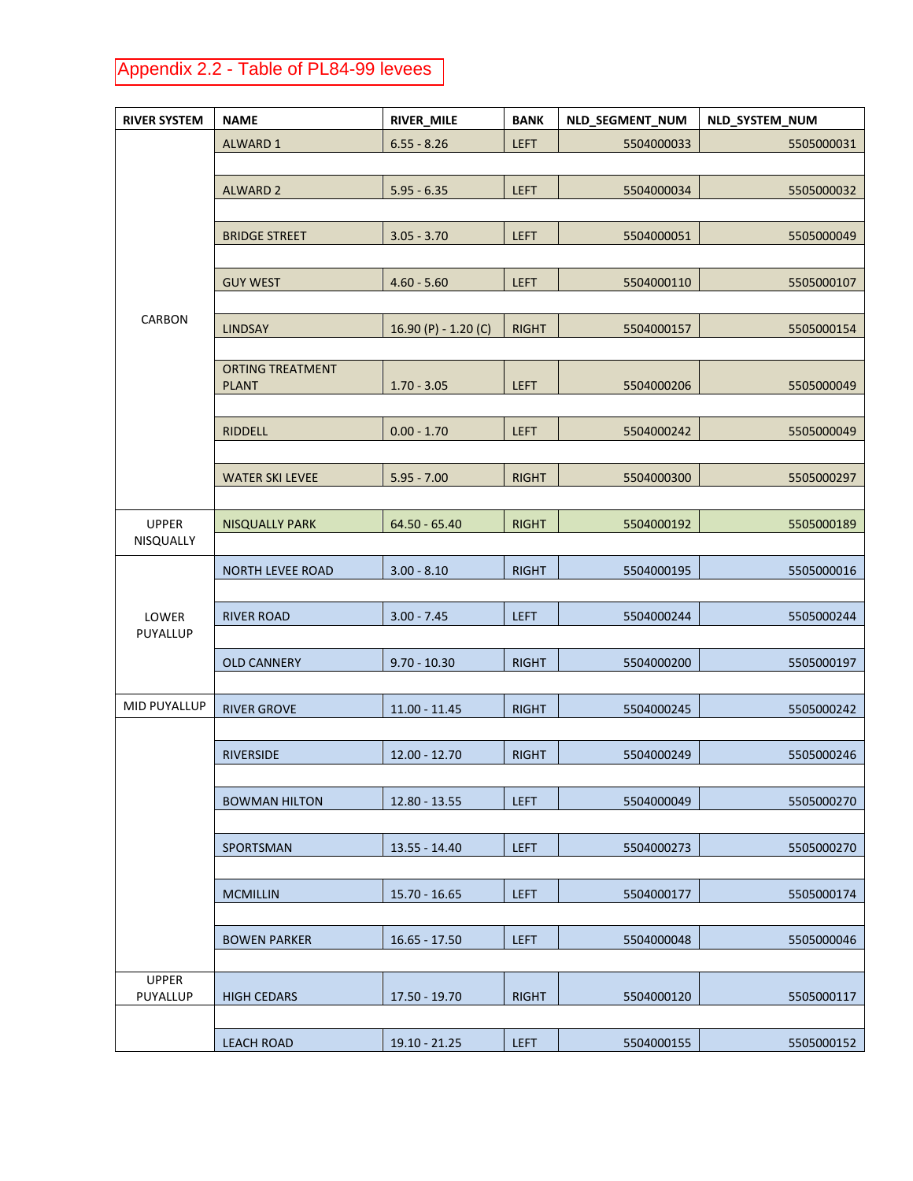# Appendix 2.2 - Table of PL84-99 levees

| RIVER SYSTEM | NAME | RIVER_MILE | BANK | NLD_SEGMENT_NUM | NLD_SYSTEM_NUM |
|---|---|---|---|---|---|
| CARBON | ALWARD 1 | 6.55 - 8.26 | LEFT | 5504000033 | 5505000031 |
| | ALWARD 2 | 5.95 - 6.35 | LEFT | 5504000034 | 5505000032 |
| | BRIDGE STREET | 3.05 - 3.70 | LEFT | 5504000051 | 5505000049 |
| | GUY WEST | 4.60 - 5.60 | LEFT | 5504000110 | 5505000107 |
| | LINDSAY | 16.90 (P) - 1.20 (C) | RIGHT | 5504000157 | 5505000154 |
| | ORTING TREATMENT PLANT | 1.70 - 3.05 | LEFT | 5504000206 | 5505000049 |
| | RIDDELL | 0.00 - 1.70 | LEFT | 5504000242 | 5505000049 |
| | WATER SKI LEVEE | 5.95 - 7.00 | RIGHT | 5504000300 | 5505000297 |
| UPPER NISQUALLY | NISQUALLY PARK | 64.50 - 65.40 | RIGHT | 5504000192 | 5505000189 |
| LOWER PUYALLUP | NORTH LEVEE ROAD | 3.00 - 8.10 | RIGHT | 5504000195 | 5505000016 |
| | RIVER ROAD | 3.00 - 7.45 | LEFT | 5504000244 | 5505000244 |
| | OLD CANNERY | 9.70 - 10.30 | RIGHT | 5504000200 | 5505000197 |
| MID PUYALLUP | RIVER GROVE | 11.00 - 11.45 | RIGHT | 5504000245 | 5505000242 |
| | RIVERSIDE | 12.00 - 12.70 | RIGHT | 5504000249 | 5505000246 |
| | BOWMAN HILTON | 12.80 - 13.55 | LEFT | 5504000049 | 5505000270 |
| | SPORTSMAN | 13.55 - 14.40 | LEFT | 5504000273 | 5505000270 |
| | MCMILLIN | 15.70 - 16.65 | LEFT | 5504000177 | 5505000174 |
| | BOWEN PARKER | 16.65 - 17.50 | LEFT | 5504000048 | 5505000046 |
| UPPER PUYALLUP | HIGH CEDARS | 17.50 - 19.70 | RIGHT | 5504000120 | 5505000117 |
| | LEACH ROAD | 19.10 - 21.25 | LEFT | 5504000155 | 5505000152 |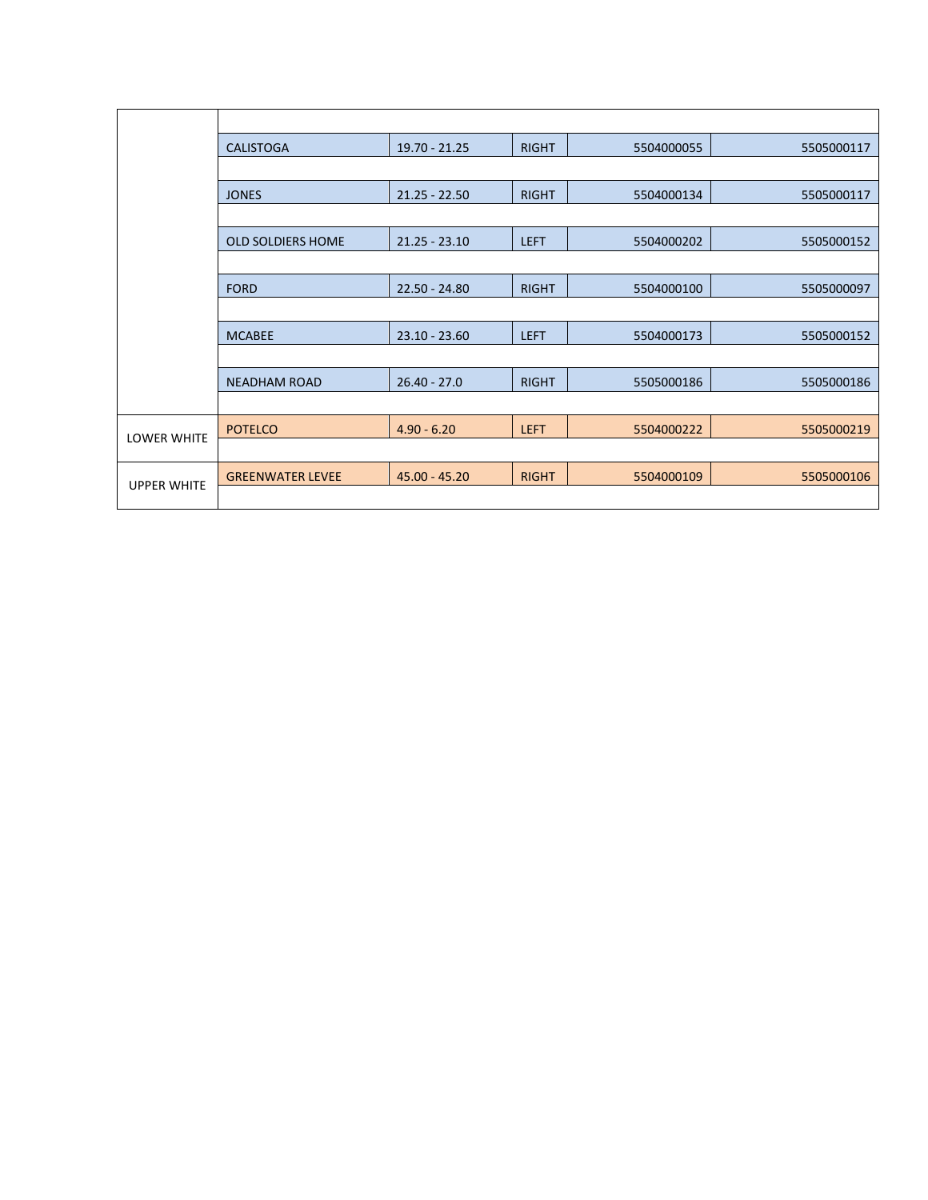| | | | | | |
|---|---|---|---|---|---|
| | CALISTOGA | 19.70 - 21.25 | RIGHT | 5504000055 | 5505000117 |
| | JONES | 21.25 - 22.50 | RIGHT | 5504000134 | 5505000117 |
| | OLD SOLDIERS HOME | 21.25 - 23.10 | LEFT | 5504000202 | 5505000152 |
| | FORD | 22.50 - 24.80 | RIGHT | 5504000100 | 5505000097 |
| | MCABEE | 23.10 - 23.60 | LEFT | 5504000173 | 5505000152 |
| | NEADHAM ROAD | 26.40 - 27.0 | RIGHT | 5505000186 | 5505000186 |
| LOWER WHITE | POTELCO | 4.90 - 6.20 | LEFT | 5504000222 | 5505000219 |
| UPPER WHITE | GREENWATER LEVEE | 45.00 - 45.20 | RIGHT | 5504000109 | 5505000106 |